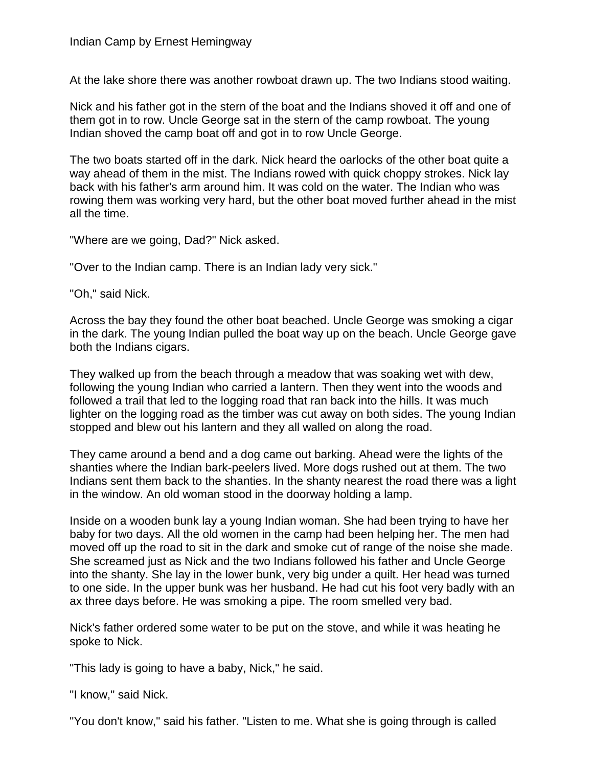Indian Camp by Ernest Hemingway

At the lake shore there was another rowboat drawn up. The two Indians stood waiting.

Nick and his father got in the stern of the boat and the Indians shoved it off and one of them got in to row. Uncle George sat in the stern of the camp rowboat. The young Indian shoved the camp boat off and got in to row Uncle George.

The two boats started off in the dark. Nick heard the oarlocks of the other boat quite a way ahead of them in the mist. The Indians rowed with quick choppy strokes. Nick lay back with his father's arm around him. It was cold on the water. The Indian who was rowing them was working very hard, but the other boat moved further ahead in the mist all the time.

"Where are we going, Dad?" Nick asked.

"Over to the Indian camp. There is an Indian lady very sick."

"Oh," said Nick.

Across the bay they found the other boat beached. Uncle George was smoking a cigar in the dark. The young Indian pulled the boat way up on the beach. Uncle George gave both the Indians cigars.

They walked up from the beach through a meadow that was soaking wet with dew, following the young Indian who carried a lantern. Then they went into the woods and followed a trail that led to the logging road that ran back into the hills. It was much lighter on the logging road as the timber was cut away on both sides. The young Indian stopped and blew out his lantern and they all walled on along the road.

They came around a bend and a dog came out barking. Ahead were the lights of the shanties where the Indian bark-peelers lived. More dogs rushed out at them. The two Indians sent them back to the shanties. In the shanty nearest the road there was a light in the window. An old woman stood in the doorway holding a lamp.

Inside on a wooden bunk lay a young Indian woman. She had been trying to have her baby for two days. All the old women in the camp had been helping her. The men had moved off up the road to sit in the dark and smoke cut of range of the noise she made. She screamed just as Nick and the two Indians followed his father and Uncle George into the shanty. She lay in the lower bunk, very big under a quilt. Her head was turned to one side. In the upper bunk was her husband. He had cut his foot very badly with an ax three days before. He was smoking a pipe. The room smelled very bad.

Nick's father ordered some water to be put on the stove, and while it was heating he spoke to Nick.

"This lady is going to have a baby, Nick," he said.

"I know," said Nick.

"You don't know," said his father. "Listen to me. What she is going through is called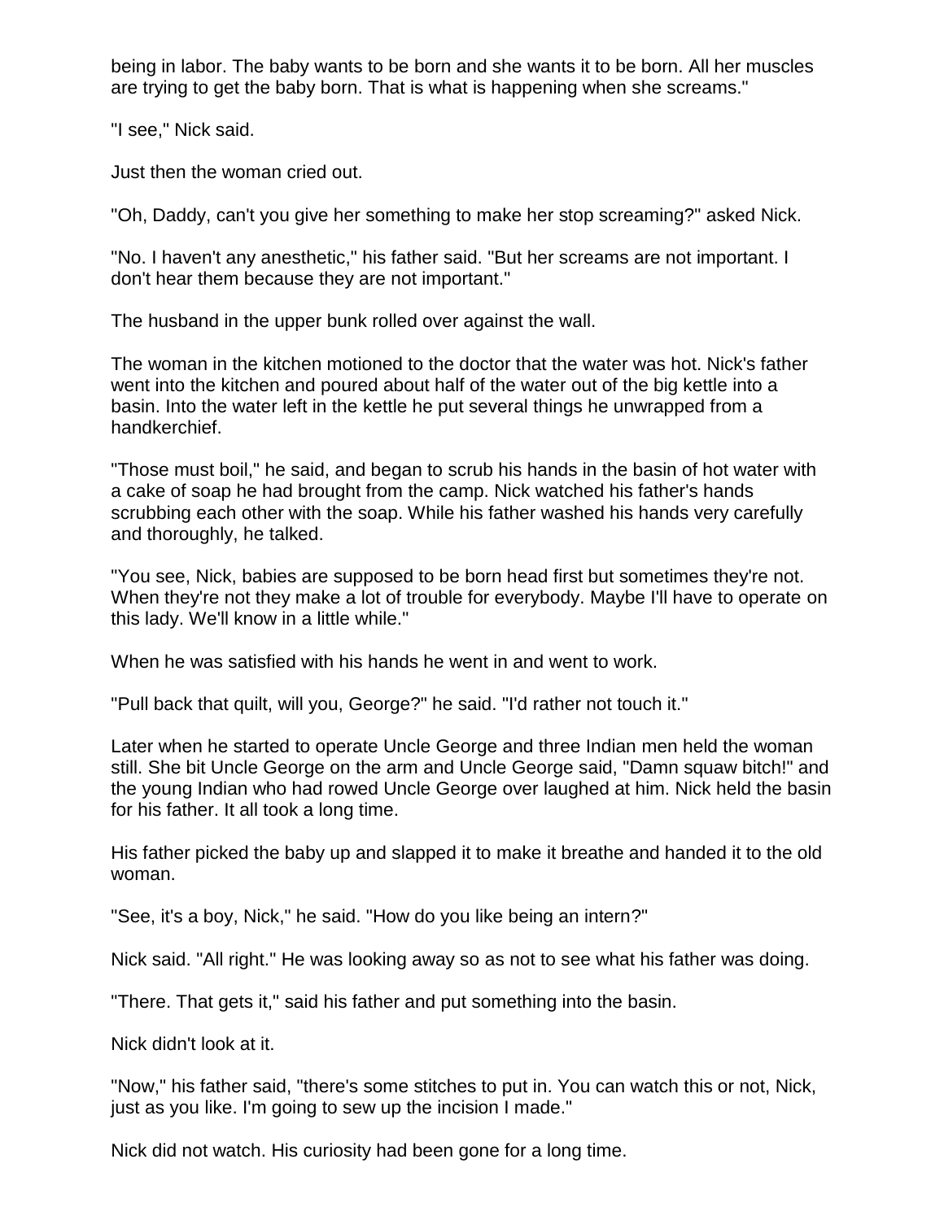being in labor. The baby wants to be born and she wants it to be born. All her muscles are trying to get the baby born. That is what is happening when she screams."

"I see," Nick said.

Just then the woman cried out.

"Oh, Daddy, can't you give her something to make her stop screaming?" asked Nick.

"No. I haven't any anesthetic," his father said. "But her screams are not important. I don't hear them because they are not important."

The husband in the upper bunk rolled over against the wall.

The woman in the kitchen motioned to the doctor that the water was hot. Nick's father went into the kitchen and poured about half of the water out of the big kettle into a basin. Into the water left in the kettle he put several things he unwrapped from a handkerchief.

"Those must boil," he said, and began to scrub his hands in the basin of hot water with a cake of soap he had brought from the camp. Nick watched his father's hands scrubbing each other with the soap. While his father washed his hands very carefully and thoroughly, he talked.

"You see, Nick, babies are supposed to be born head first but sometimes they're not. When they're not they make a lot of trouble for everybody. Maybe I'll have to operate on this lady. We'll know in a little while."

When he was satisfied with his hands he went in and went to work.

"Pull back that quilt, will you, George?" he said. "I'd rather not touch it."

Later when he started to operate Uncle George and three Indian men held the woman still. She bit Uncle George on the arm and Uncle George said, "Damn squaw bitch!" and the young Indian who had rowed Uncle George over laughed at him. Nick held the basin for his father. It all took a long time.

His father picked the baby up and slapped it to make it breathe and handed it to the old woman.

"See, it's a boy, Nick," he said. "How do you like being an intern?"

Nick said. "All right." He was looking away so as not to see what his father was doing.

"There. That gets it," said his father and put something into the basin.

Nick didn't look at it.

"Now," his father said, "there's some stitches to put in. You can watch this or not, Nick, just as you like. I'm going to sew up the incision I made."

Nick did not watch. His curiosity had been gone for a long time.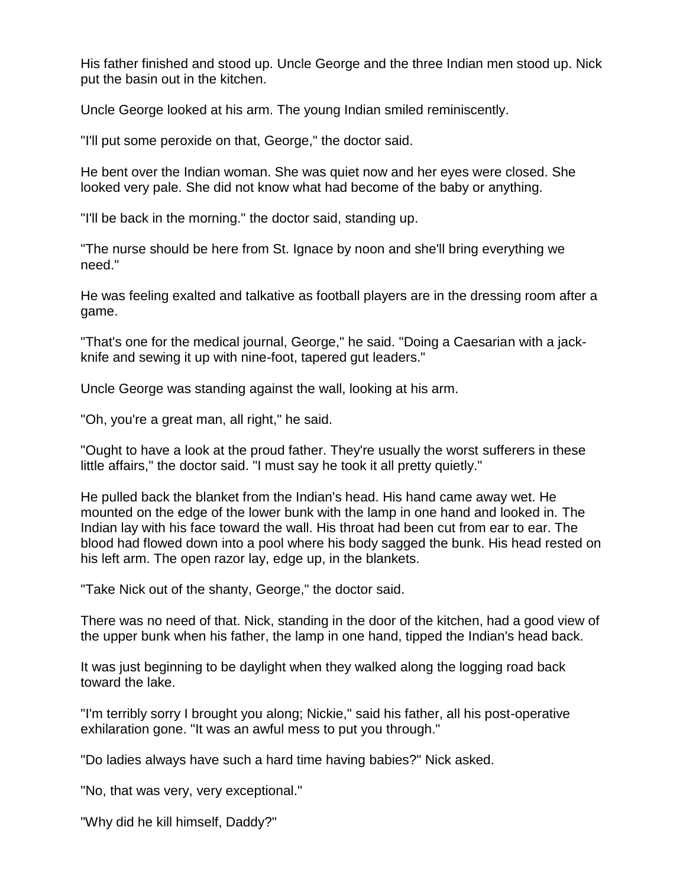His father finished and stood up. Uncle George and the three Indian men stood up. Nick put the basin out in the kitchen.

Uncle George looked at his arm. The young Indian smiled reminiscently.

"I'll put some peroxide on that, George," the doctor said.

He bent over the Indian woman. She was quiet now and her eyes were closed. She looked very pale. She did not know what had become of the baby or anything.

"I'll be back in the morning." the doctor said, standing up.

"The nurse should be here from St. Ignace by noon and she'll bring everything we need."

He was feeling exalted and talkative as football players are in the dressing room after a game.

"That's one for the medical journal, George," he said. "Doing a Caesarian with a jack-knife and sewing it up with nine-foot, tapered gut leaders."

Uncle George was standing against the wall, looking at his arm.

"Oh, you're a great man, all right," he said.

"Ought to have a look at the proud father. They're usually the worst sufferers in these little affairs," the doctor said. "I must say he took it all pretty quietly."

He pulled back the blanket from the Indian's head. His hand came away wet. He mounted on the edge of the lower bunk with the lamp in one hand and looked in. The Indian lay with his face toward the wall. His throat had been cut from ear to ear. The blood had flowed down into a pool where his body sagged the bunk. His head rested on his left arm. The open razor lay, edge up, in the blankets.

"Take Nick out of the shanty, George," the doctor said.

There was no need of that. Nick, standing in the door of the kitchen, had a good view of the upper bunk when his father, the lamp in one hand, tipped the Indian's head back.

It was just beginning to be daylight when they walked along the logging road back toward the lake.

"I'm terribly sorry I brought you along; Nickie," said his father, all his post-operative exhilaration gone. "It was an awful mess to put you through."

"Do ladies always have such a hard time having babies?" Nick asked.

"No, that was very, very exceptional."

"Why did he kill himself, Daddy?"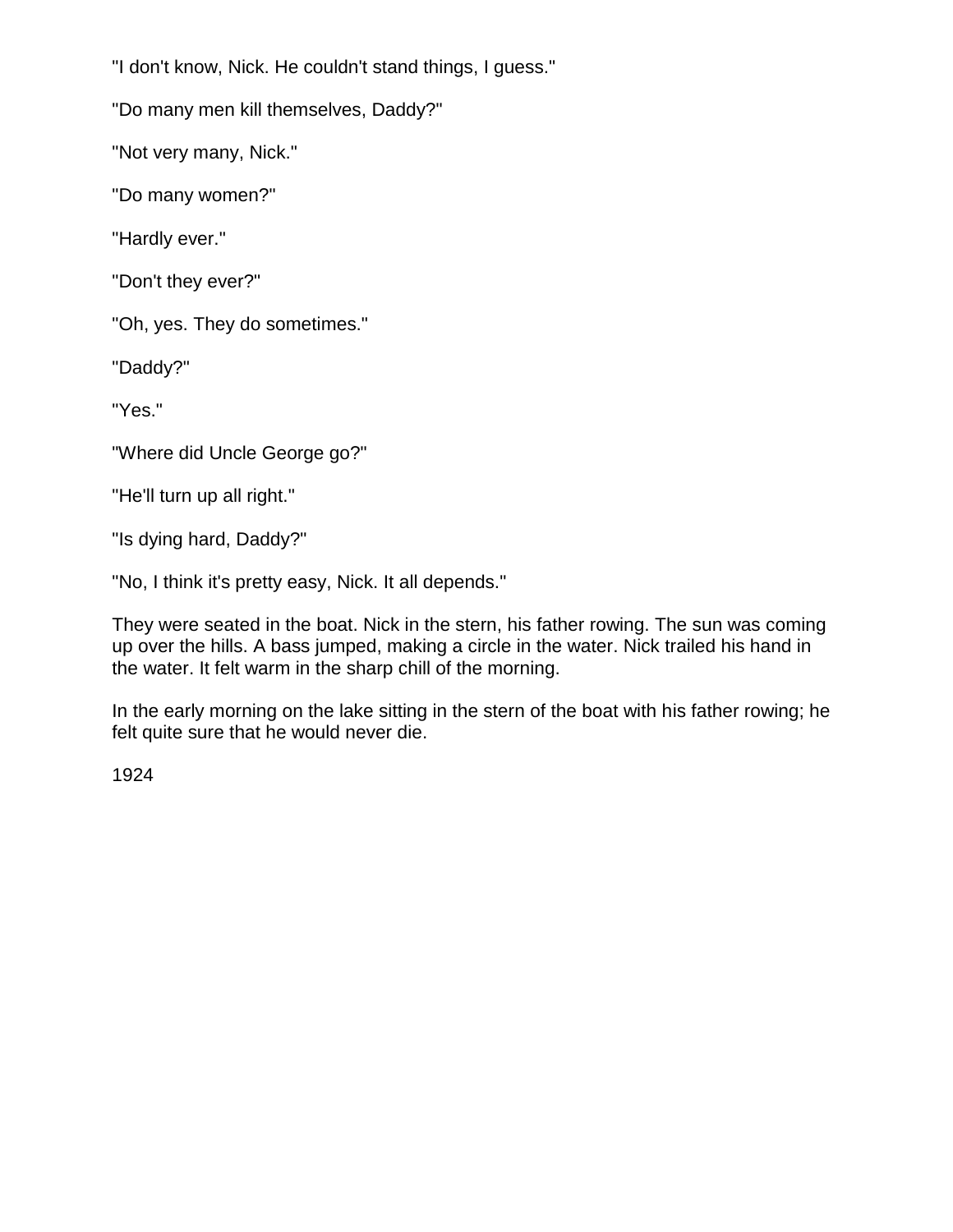"I don't know, Nick. He couldn't stand things, I guess."

"Do many men kill themselves, Daddy?"

"Not very many, Nick."

"Do many women?"

"Hardly ever."

"Don't they ever?"

"Oh, yes. They do sometimes."

"Daddy?"

"Yes."

"Where did Uncle George go?"

"He'll turn up all right."

"Is dying hard, Daddy?"

"No, I think it's pretty easy, Nick. It all depends."

They were seated in the boat. Nick in the stern, his father rowing. The sun was coming up over the hills. A bass jumped, making a circle in the water. Nick trailed his hand in the water. It felt warm in the sharp chill of the morning.

In the early morning on the lake sitting in the stern of the boat with his father rowing; he felt quite sure that he would never die.

1924